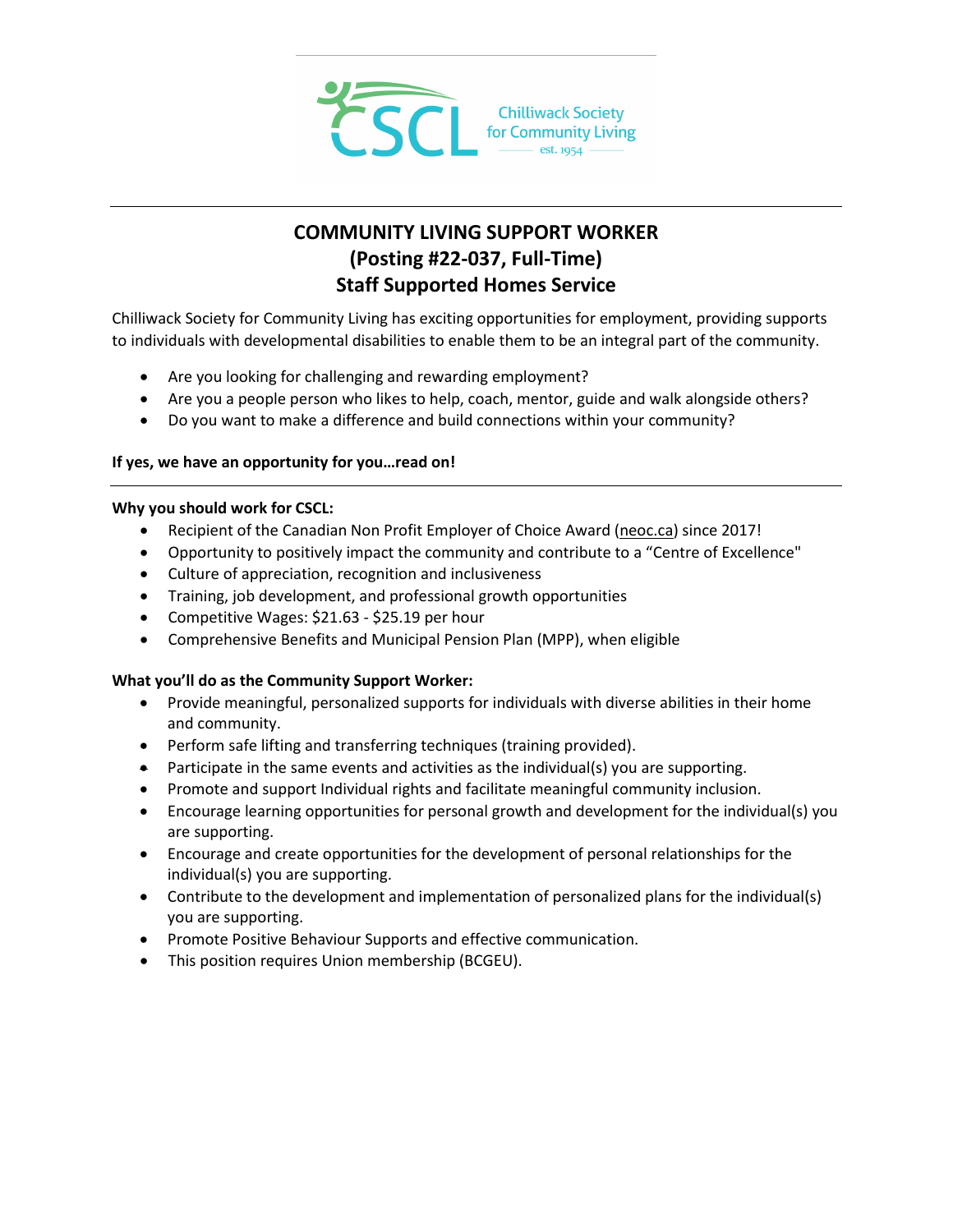Chilliwack Society for Community Living
est. 1954

# COMMUNITY LIVING SUPPORT WORKER
## (Posting #22-037, Full-Time)
## Staff Supported Homes Service

Chilliwack Society for Community Living has exciting opportunities for employment, providing supports to individuals with developmental disabilities to enable them to be an integral part of the community.

- Are you looking for challenging and rewarding employment?
- Are you a people person who likes to help, coach, mentor, guide and walk alongside others?
- Do you want to make a difference and build connections within your community?

**If yes, we have an opportunity for you…read on!**

---

**Why you should work for CSCL:**

- Recipient of the Canadian Non Profit Employer of Choice Award (neoc.ca) since 2017!
- Opportunity to positively impact the community and contribute to a "Centre of Excellence"
- Culture of appreciation, recognition and inclusiveness
- Training, job development, and professional growth opportunities
- Competitive Wages: $21.63 - $25.19 per hour
- Comprehensive Benefits and Municipal Pension Plan (MPP), when eligible

**What you'll do as the Community Support Worker:**

- Provide meaningful, personalized supports for individuals with diverse abilities in their home and community.
- Perform safe lifting and transferring techniques (training provided).
- Participate in the same events and activities as the individual(s) you are supporting.
- Promote and support Individual rights and facilitate meaningful community inclusion.
- Encourage learning opportunities for personal growth and development for the individual(s) you are supporting.
- Encourage and create opportunities for the development of personal relationships for the individual(s) you are supporting.
- Contribute to the development and implementation of personalized plans for the individual(s) you are supporting.
- Promote Positive Behaviour Supports and effective communication.
- This position requires Union membership (BCGEU).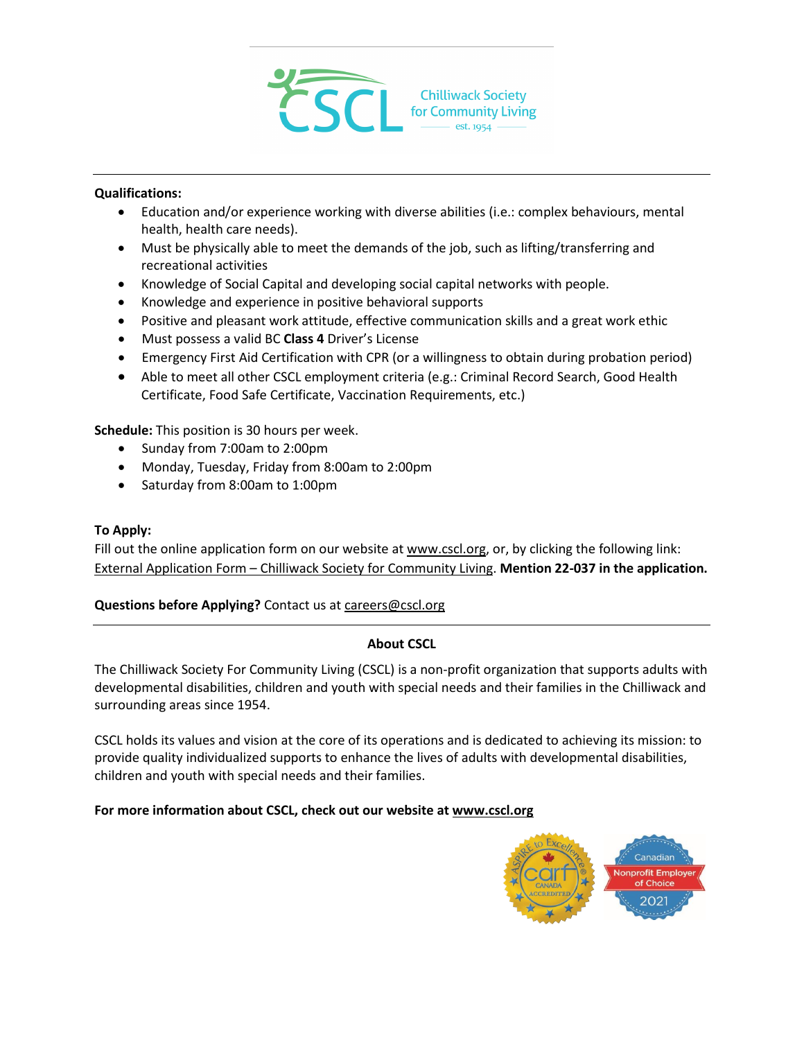**Qualifications:**

- Education and/or experience working with diverse abilities (i.e.: complex behaviours, mental health, health care needs).
- Must be physically able to meet the demands of the job, such as lifting/transferring and recreational activities
- Knowledge of Social Capital and developing social capital networks with people.
- Knowledge and experience in positive behavioral supports
- Positive and pleasant work attitude, effective communication skills and a great work ethic
- Must possess a valid BC **Class 4** Driver's License
- Emergency First Aid Certification with CPR (or a willingness to obtain during probation period)
- Able to meet all other CSCL employment criteria (e.g.: Criminal Record Search, Good Health Certificate, Food Safe Certificate, Vaccination Requirements, etc.)

**Schedule:** This position is 30 hours per week.

- Sunday from 7:00am to 2:00pm
- Monday, Tuesday, Friday from 8:00am to 2:00pm
- Saturday from 8:00am to 1:00pm

**To Apply:**
Fill out the online application form on our website at www.cscl.org, or, by clicking the following link: External Application Form – Chilliwack Society for Community Living. **Mention 22-037 in the application.**

**Questions before Applying?** Contact us at careers@cscl.org

---

**About CSCL**

The Chilliwack Society For Community Living (CSCL) is a non-profit organization that supports adults with developmental disabilities, children and youth with special needs and their families in the Chilliwack and surrounding areas since 1954.

CSCL holds its values and vision at the core of its operations and is dedicated to achieving its mission: to provide quality individualized supports to enhance the lives of adults with developmental disabilities, children and youth with special needs and their families.

**For more information about CSCL, check out our website at www.cscl.org**